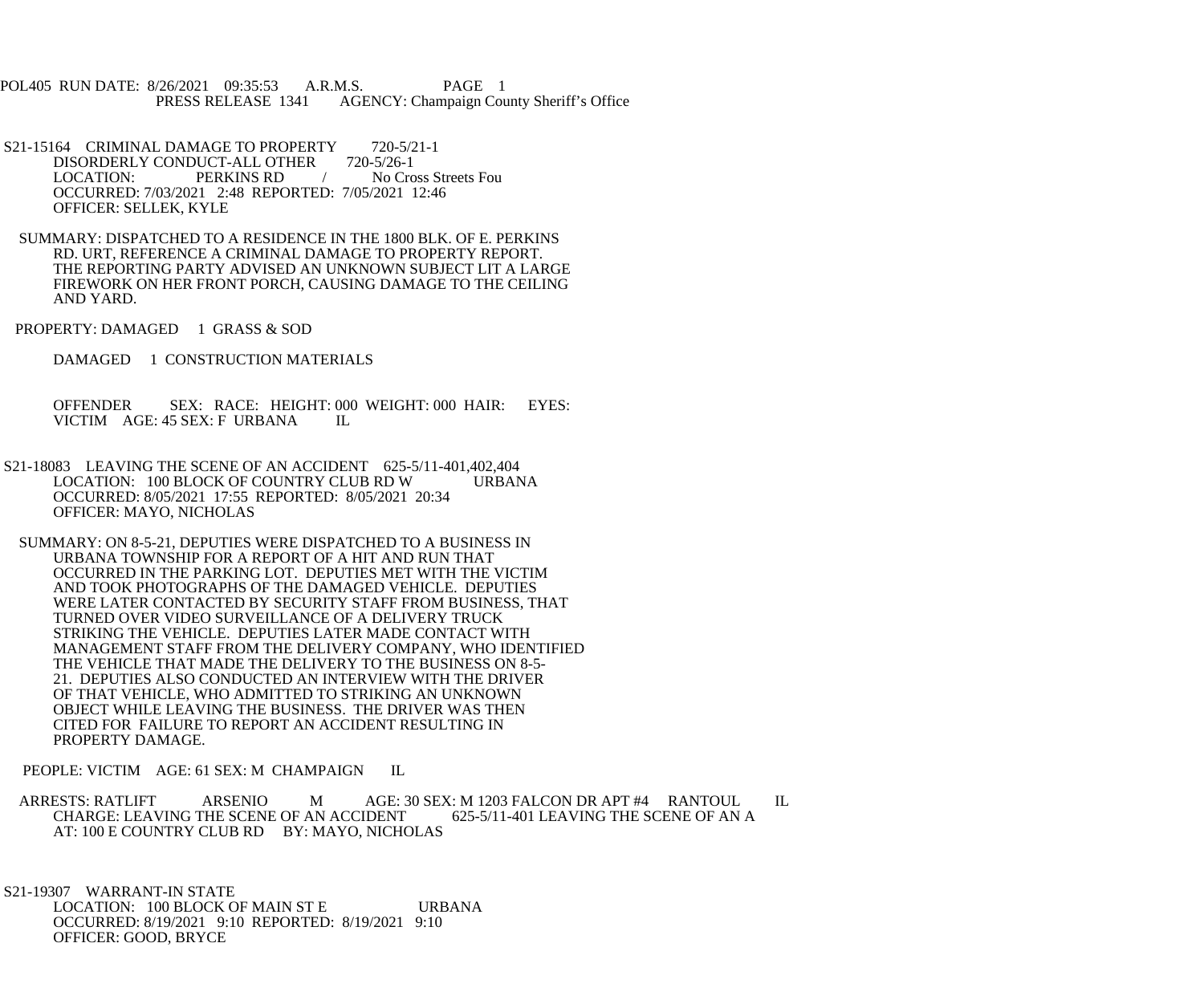POL405 RUN DATE: 8/26/2021 09:35:53 A.R.M.S. PAGE 1
PRESS RELEASE 1341 AGENCY: Champaign County Sheriff's Office

S21-15164 CRIMINAL DAMAGE TO PROPERTY 720-5/21-1
DISORDERLY CONDUCT-ALL OTHER 720-5/26-1
LOCATION: PERKINS RD / No Cross Streets Fou
OCCURRED: 7/03/2021 2:48 REPORTED: 7/05/2021 12:46
OFFICER: SELLEK, KYLE

SUMMARY: DISPATCHED TO A RESIDENCE IN THE 1800 BLK. OF E. PERKINS RD. URT, REFERENCE A CRIMINAL DAMAGE TO PROPERTY REPORT. THE REPORTING PARTY ADVISED AN UNKNOWN SUBJECT LIT A LARGE FIREWORK ON HER FRONT PORCH, CAUSING DAMAGE TO THE CEILING AND YARD.

PROPERTY: DAMAGED 1 GRASS & SOD

DAMAGED 1 CONSTRUCTION MATERIALS

OFFENDER SEX: RACE: HEIGHT: 000 WEIGHT: 000 HAIR: EYES:
VICTIM AGE: 45 SEX: F URBANA IL

S21-18083 LEAVING THE SCENE OF AN ACCIDENT 625-5/11-401,402,404
LOCATION: 100 BLOCK OF COUNTRY CLUB RD W URBANA
OCCURRED: 8/05/2021 17:55 REPORTED: 8/05/2021 20:34
OFFICER: MAYO, NICHOLAS

SUMMARY: ON 8-5-21, DEPUTIES WERE DISPATCHED TO A BUSINESS IN URBANA TOWNSHIP FOR A REPORT OF A HIT AND RUN THAT OCCURRED IN THE PARKING LOT. DEPUTIES MET WITH THE VICTIM AND TOOK PHOTOGRAPHS OF THE DAMAGED VEHICLE. DEPUTIES WERE LATER CONTACTED BY SECURITY STAFF FROM BUSINESS, THAT TURNED OVER VIDEO SURVEILLANCE OF A DELIVERY TRUCK STRIKING THE VEHICLE. DEPUTIES LATER MADE CONTACT WITH MANAGEMENT STAFF FROM THE DELIVERY COMPANY, WHO IDENTIFIED THE VEHICLE THAT MADE THE DELIVERY TO THE BUSINESS ON 8-5-21. DEPUTIES ALSO CONDUCTED AN INTERVIEW WITH THE DRIVER OF THAT VEHICLE, WHO ADMITTED TO STRIKING AN UNKNOWN OBJECT WHILE LEAVING THE BUSINESS. THE DRIVER WAS THEN CITED FOR FAILURE TO REPORT AN ACCIDENT RESULTING IN PROPERTY DAMAGE.

PEOPLE: VICTIM AGE: 61 SEX: M CHAMPAIGN IL

ARRESTS: RATLIFT ARSENIO M AGE: 30 SEX: M 1203 FALCON DR APT #4 RANTOUL IL
CHARGE: LEAVING THE SCENE OF AN ACCIDENT 625-5/11-401 LEAVING THE SCENE OF AN A
AT: 100 E COUNTRY CLUB RD BY: MAYO, NICHOLAS

S21-19307 WARRANT-IN STATE
LOCATION: 100 BLOCK OF MAIN ST E URBANA
OCCURRED: 8/19/2021 9:10 REPORTED: 8/19/2021 9:10
OFFICER: GOOD, BRYCE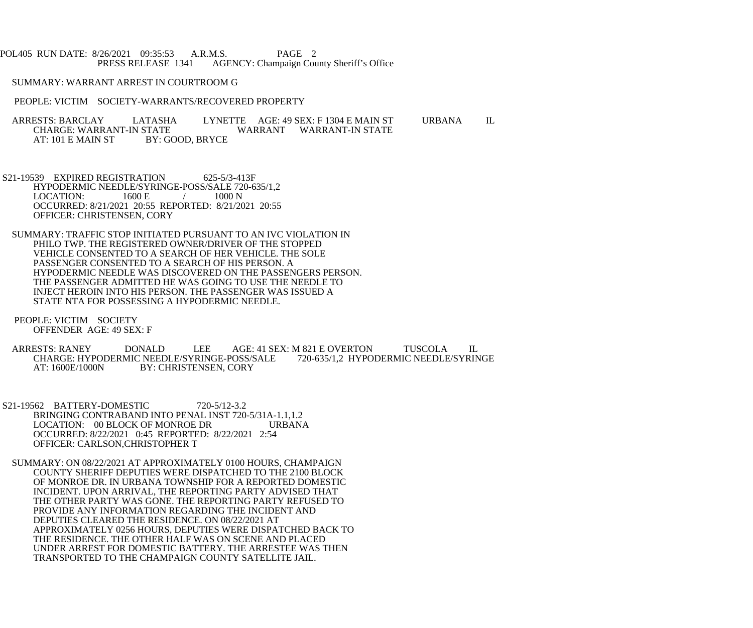SUMMARY: WARRANT ARREST IN COURTROOM G

PEOPLE: VICTIM SOCIETY-WARRANTS/RECOVERED PROPERTY

ARRESTS: BARCLAY LATASHA LYNETTE AGE: 49 SEX: F 1304 E MAIN ST URBANA IL
CHARGE: WARRANT-IN STATE WARRANT WARRANT-IN STATE
AT: 101 E MAIN ST BY: GOOD, BRYCE

S21-19539 EXPIRED REGISTRATION 625-5/3-413F
HYPODERMIC NEEDLE/SYRINGE-POSS/SALE 720-635/1,2
LOCATION: 1600 E / 1000 N
OCCURRED: 8/21/2021 20:55 REPORTED: 8/21/2021 20:55
OFFICER: CHRISTENSEN, CORY

SUMMARY: TRAFFIC STOP INITIATED PURSUANT TO AN IVC VIOLATION IN PHILO TWP. THE REGISTERED OWNER/DRIVER OF THE STOPPED VEHICLE CONSENTED TO A SEARCH OF HER VEHICLE. THE SOLE PASSENGER CONSENTED TO A SEARCH OF HIS PERSON. A HYPODERMIC NEEDLE WAS DISCOVERED ON THE PASSENGERS PERSON. THE PASSENGER ADMITTED HE WAS GOING TO USE THE NEEDLE TO INJECT HEROIN INTO HIS PERSON. THE PASSENGER WAS ISSUED A STATE NTA FOR POSSESSING A HYPODERMIC NEEDLE.

PEOPLE: VICTIM SOCIETY
OFFENDER AGE: 49 SEX: F

ARRESTS: RANEY DONALD LEE AGE: 41 SEX: M 821 E OVERTON TUSCOLA IL
CHARGE: HYPODERMIC NEEDLE/SYRINGE-POSS/SALE 720-635/1,2 HYPODERMIC NEEDLE/SYRINGE
AT: 1600E/1000N BY: CHRISTENSEN, CORY

S21-19562 BATTERY-DOMESTIC 720-5/12-3.2
BRINGING CONTRABAND INTO PENAL INST 720-5/31A-1.1,1.2
LOCATION: 00 BLOCK OF MONROE DR URBANA
OCCURRED: 8/22/2021 0:45 REPORTED: 8/22/2021 2:54
OFFICER: CARLSON,CHRISTOPHER T

SUMMARY: ON 08/22/2021 AT APPROXIMATELY 0100 HOURS, CHAMPAIGN COUNTY SHERIFF DEPUTIES WERE DISPATCHED TO THE 2100 BLOCK OF MONROE DR. IN URBANA TOWNSHIP FOR A REPORTED DOMESTIC INCIDENT. UPON ARRIVAL, THE REPORTING PARTY ADVISED THAT THE OTHER PARTY WAS GONE. THE REPORTING PARTY REFUSED TO PROVIDE ANY INFORMATION REGARDING THE INCIDENT AND DEPUTIES CLEARED THE RESIDENCE. ON 08/22/2021 AT APPROXIMATELY 0256 HOURS, DEPUTIES WERE DISPATCHED BACK TO THE RESIDENCE. THE OTHER HALF WAS ON SCENE AND PLACED UNDER ARREST FOR DOMESTIC BATTERY. THE ARRESTEE WAS THEN TRANSPORTED TO THE CHAMPAIGN COUNTY SATELLITE JAIL.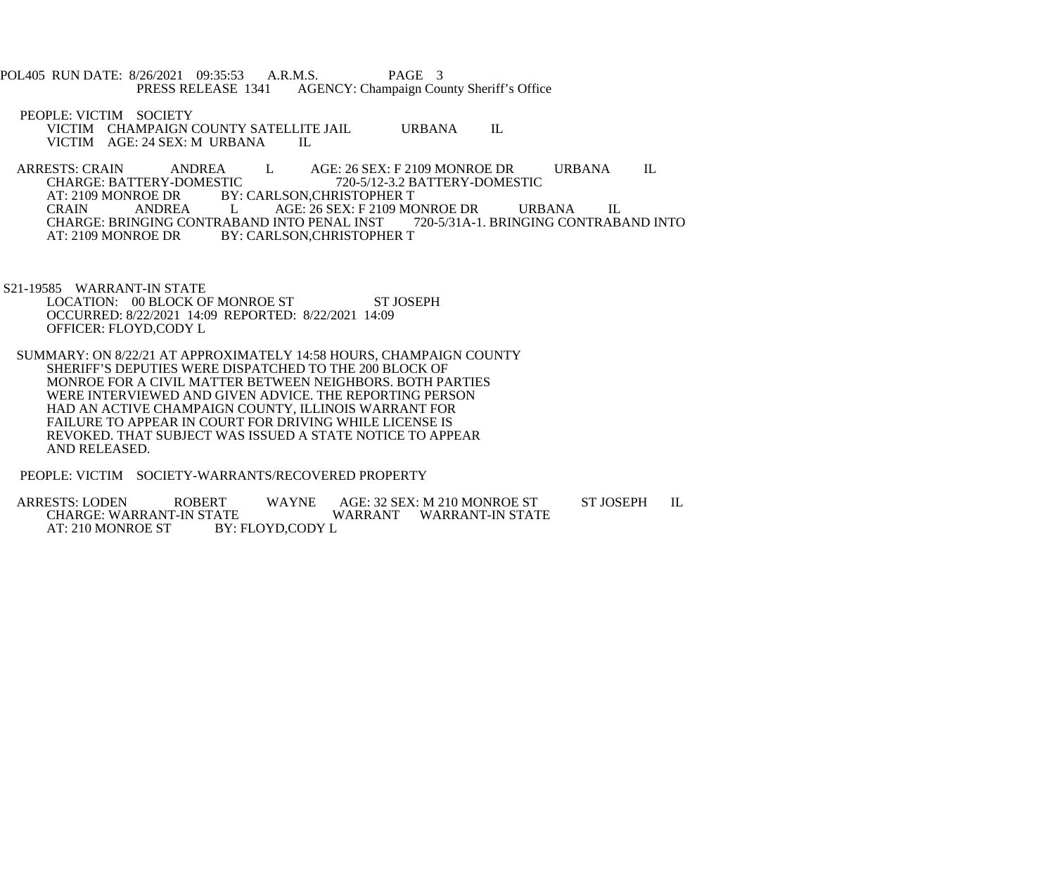PEOPLE: VICTIM SOCIETY
VICTIM CHAMPAIGN COUNTY SATELLITE JAIL URBANA IL
VICTIM AGE: 24 SEX: M URBANA IL

ARRESTS: CRAIN ANDREA L AGE: 26 SEX: F 2109 MONROE DR URBANA IL
CHARGE: BATTERY-DOMESTIC 720-5/12-3.2 BATTERY-DOMESTIC
AT: 2109 MONROE DR BY: CARLSON,CHRISTOPHER T
CRAIN ANDREA L AGE: 26 SEX: F 2109 MONROE DR URBANA IL
CHARGE: BRINGING CONTRABAND INTO PENAL INST 720-5/31A-1. BRINGING CONTRABAND INTO
AT: 2109 MONROE DR BY: CARLSON,CHRISTOPHER T

S21-19585 WARRANT-IN STATE
LOCATION: 00 BLOCK OF MONROE ST ST JOSEPH
OCCURRED: 8/22/2021 14:09 REPORTED: 8/22/2021 14:09
OFFICER: FLOYD,CODY L

SUMMARY: ON 8/22/21 AT APPROXIMATELY 14:58 HOURS, CHAMPAIGN COUNTY SHERIFF'S DEPUTIES WERE DISPATCHED TO THE 200 BLOCK OF MONROE FOR A CIVIL MATTER BETWEEN NEIGHBORS. BOTH PARTIES WERE INTERVIEWED AND GIVEN ADVICE. THE REPORTING PERSON HAD AN ACTIVE CHAMPAIGN COUNTY, ILLINOIS WARRANT FOR FAILURE TO APPEAR IN COURT FOR DRIVING WHILE LICENSE IS REVOKED. THAT SUBJECT WAS ISSUED A STATE NOTICE TO APPEAR AND RELEASED.

PEOPLE: VICTIM SOCIETY-WARRANTS/RECOVERED PROPERTY

ARRESTS: LODEN ROBERT WAYNE AGE: 32 SEX: M 210 MONROE ST ST JOSEPH IL
CHARGE: WARRANT-IN STATE WARRANT WARRANT-IN STATE
AT: 210 MONROE ST BY: FLOYD,CODY L